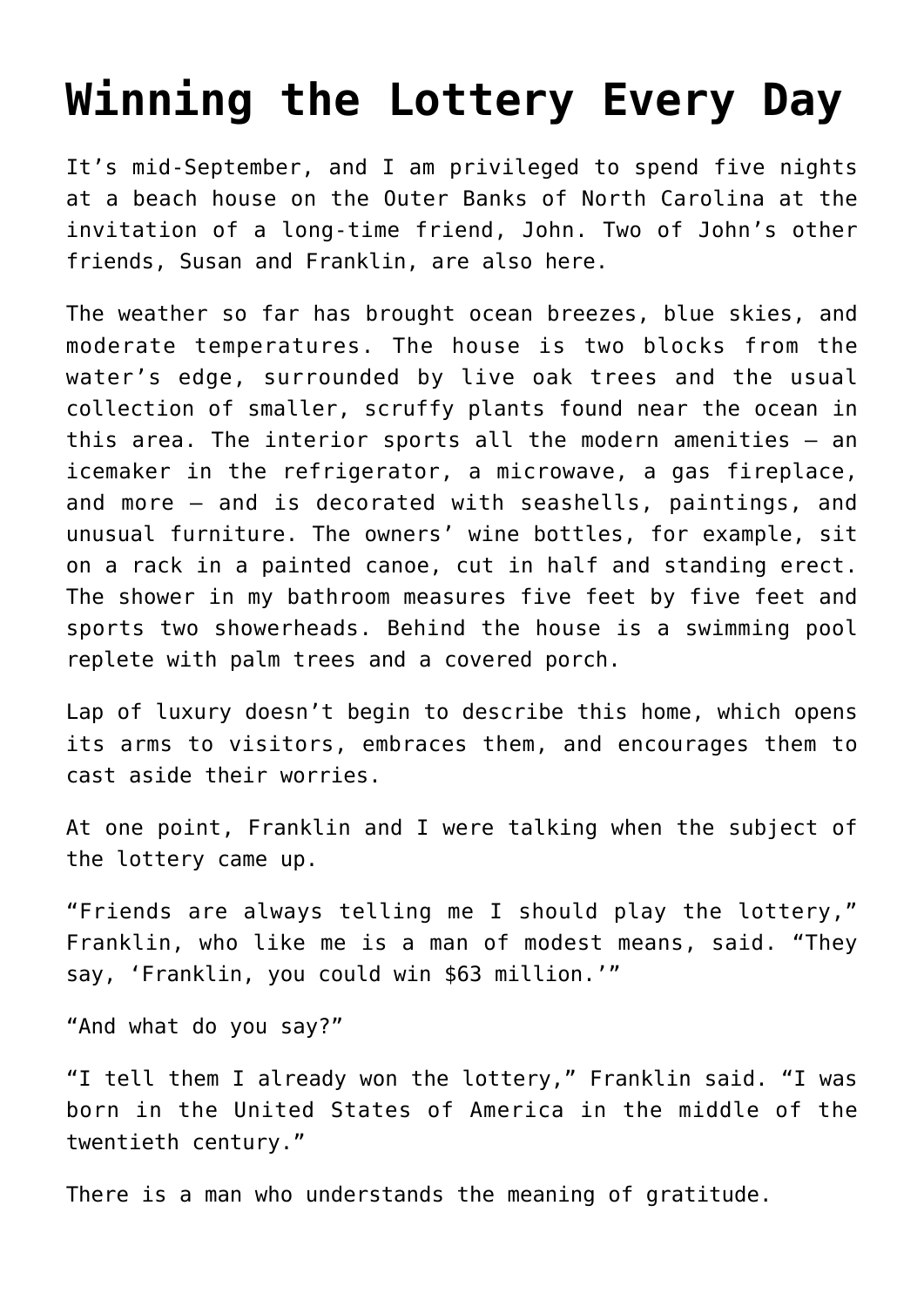# Winning the Lottery Every Day

It's mid-September, and I am privileged to spend five nights at a beach house on the Outer Banks of North Carolina at the invitation of a long-time friend, John. Two of John's other friends, Susan and Franklin, are also here.

The weather so far has brought ocean breezes, blue skies, and moderate temperatures. The house is two blocks from the water's edge, surrounded by live oak trees and the usual collection of smaller, scruffy plants found near the ocean in this area. The interior sports all the modern amenities – an icemaker in the refrigerator, a microwave, a gas fireplace, and more – and is decorated with seashells, paintings, and unusual furniture. The owners' wine bottles, for example, sit on a rack in a painted canoe, cut in half and standing erect. The shower in my bathroom measures five feet by five feet and sports two showerheads. Behind the house is a swimming pool replete with palm trees and a covered porch.

Lap of luxury doesn't begin to describe this home, which opens its arms to visitors, embraces them, and encourages them to cast aside their worries.

At one point, Franklin and I were talking when the subject of the lottery came up.

"Friends are always telling me I should play the lottery," Franklin, who like me is a man of modest means, said. "They say, 'Franklin, you could win $63 million.'"

"And what do you say?"

"I tell them I already won the lottery," Franklin said. "I was born in the United States of America in the middle of the twentieth century."

There is a man who understands the meaning of gratitude.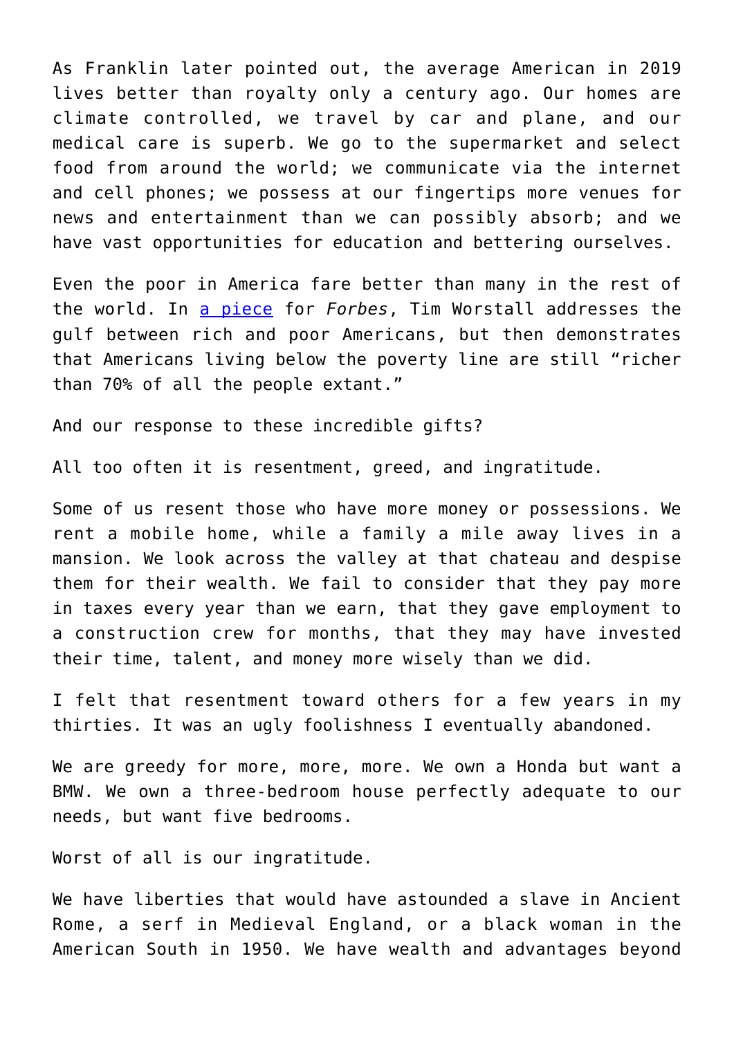As Franklin later pointed out, the average American in 2019 lives better than royalty only a century ago. Our homes are climate controlled, we travel by car and plane, and our medical care is superb. We go to the supermarket and select food from around the world; we communicate via the internet and cell phones; we possess at our fingertips more venues for news and entertainment than we can possibly absorb; and we have vast opportunities for education and bettering ourselves.

Even the poor in America fare better than many in the rest of the world. In [a piece] for *Forbes*, Tim Worstall addresses the gulf between rich and poor Americans, but then demonstrates that Americans living below the poverty line are still "richer than 70% of all the people extant."

And our response to these incredible gifts?

All too often it is resentment, greed, and ingratitude.

Some of us resent those who have more money or possessions. We rent a mobile home, while a family a mile away lives in a mansion. We look across the valley at that chateau and despise them for their wealth. We fail to consider that they pay more in taxes every year than we earn, that they gave employment to a construction crew for months, that they may have invested their time, talent, and money more wisely than we did.

I felt that resentment toward others for a few years in my thirties. It was an ugly foolishness I eventually abandoned.

We are greedy for more, more, more. We own a Honda but want a BMW. We own a three-bedroom house perfectly adequate to our needs, but want five bedrooms.

Worst of all is our ingratitude.

We have liberties that would have astounded a slave in Ancient Rome, a serf in Medieval England, or a black woman in the American South in 1950. We have wealth and advantages beyond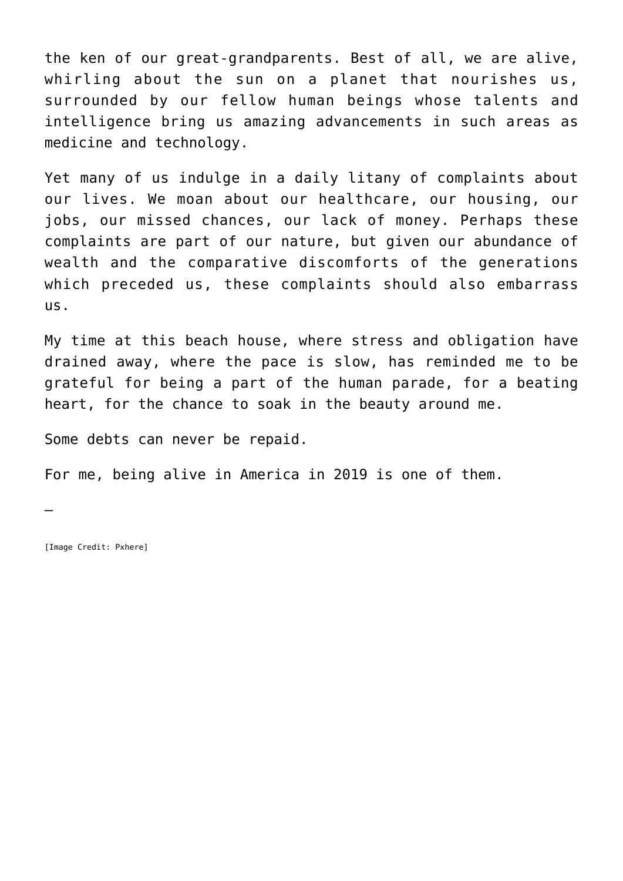the ken of our great-grandparents. Best of all, we are alive, whirling about the sun on a planet that nourishes us, surrounded by our fellow human beings whose talents and intelligence bring us amazing advancements in such areas as medicine and technology.

Yet many of us indulge in a daily litany of complaints about our lives. We moan about our healthcare, our housing, our jobs, our missed chances, our lack of money. Perhaps these complaints are part of our nature, but given our abundance of wealth and the comparative discomforts of the generations which preceded us, these complaints should also embarrass us.

My time at this beach house, where stress and obligation have drained away, where the pace is slow, has reminded me to be grateful for being a part of the human parade, for a beating heart, for the chance to soak in the beauty around me.

Some debts can never be repaid.

For me, being alive in America in 2019 is one of them.

—

[Image Credit: Pxhere]